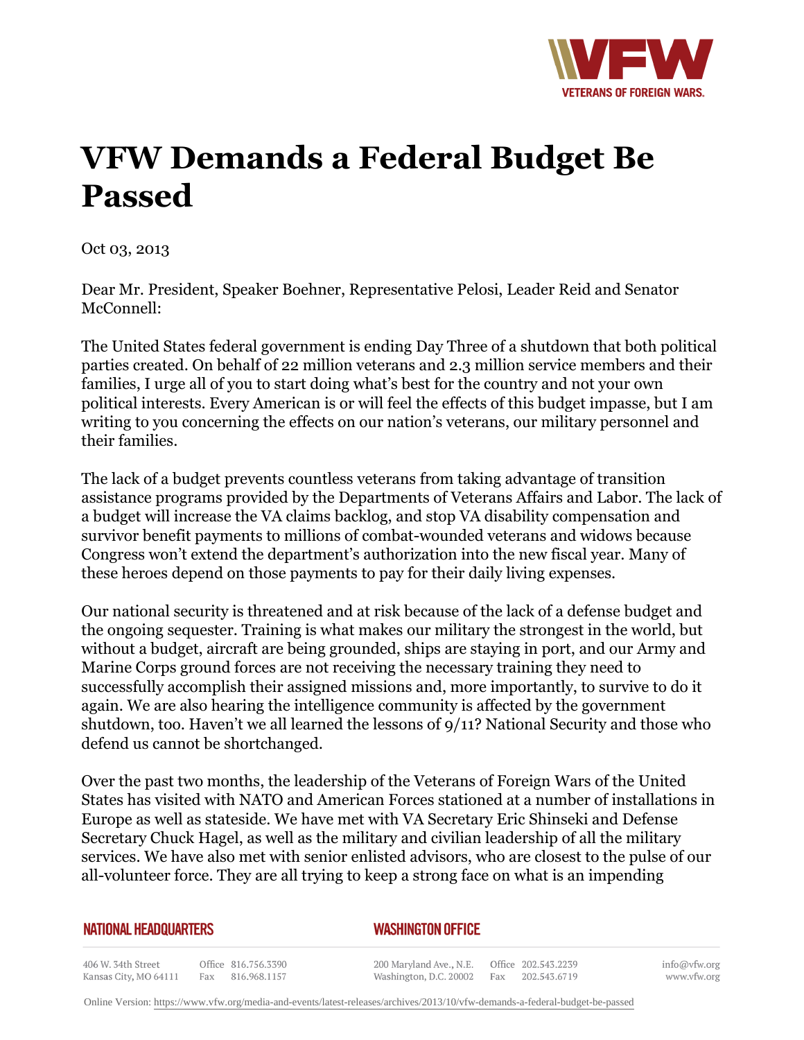# VFW Demands a Federal Budget Be Passed

Oct 03, 2013

Dear Mr. President, Speaker Boehner, Representative Pelosi, Leader Reid and Senator McConnell:

The United States federal government is ending Day Three of a shutdown that both political parties created. On behalf of 22 million veterans and 2.3 million service members and their families, I urge all of you to start doing what's best for the country and not your own political interests. Every American is or will feel the effects of this budget impasse, but I am writing to you concerning the effects on our nation's veterans, our military personnel and their families.

The lack of a budget prevents countless veterans from taking advantage of transition assistance programs provided by the Departments of Veterans Affairs and Labor. The lack of a budget will increase the VA claims backlog, and stop VA disability compensation and survivor benefit payments to millions of combat-wounded veterans and widows because Congress won't extend the department's authorization into the new fiscal year. Many of these heroes depend on those payments to pay for their daily living expenses.

Our national security is threatened and at risk because of the lack of a defense budget and the ongoing sequester. Training is what makes our military the strongest in the world, but without a budget, aircraft are being grounded, ships are staying in port, and our Army and Marine Corps ground forces are not receiving the necessary training they need to successfully accomplish their assigned missions and, more importantly, to survive to do it again. We are also hearing the intelligence community is affected by the government shutdown, too. Haven't we all learned the lessons of 9/11? National Security and those who defend us cannot be shortchanged.

Over the past two months, the leadership of the Veterans of Foreign Wars of the United States has visited with NATO and American Forces stationed at a number of installations in Europe as well as stateside. We have met with VA Secretary Eric Shinseki and Defense Secretary Chuck Hagel, as well as the military and civilian leadership of all the military services. We have also met with senior enlisted advisors, who are closest to the pulse of our all-volunteer force. They are all trying to keep a strong face on what is an impending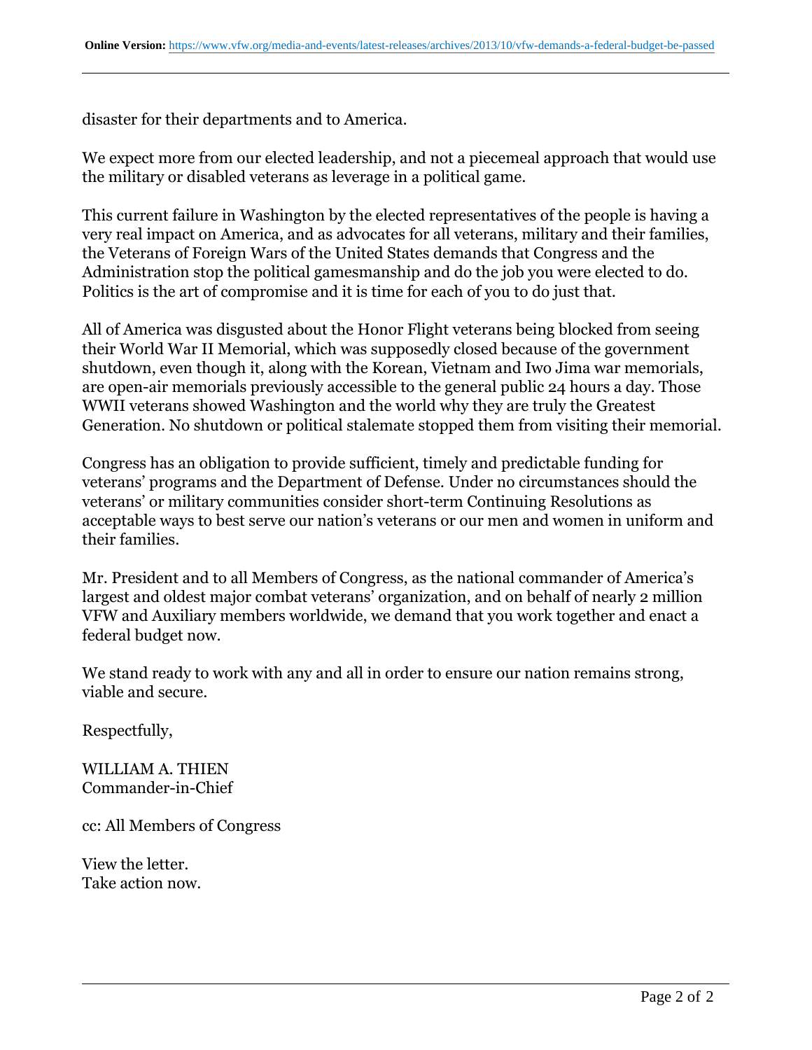disaster for their departments and to America.

We expect more from our elected leadership, and not a piecemeal approach that would use the military or disabled veterans as leverage in a political game.

This current failure in Washington by the elected representatives of the people is having a very real impact on America, and as advocates for all veterans, military and their families, the Veterans of Foreign Wars of the United States demands that Congress and the Administration stop the political gamesmanship and do the job you were elected to do. Politics is the art of compromise and it is time for each of you to do just that.

All of America was disgusted about the Honor Flight veterans being blocked from seeing their World War II Memorial, which was supposedly closed because of the government shutdown, even though it, along with the Korean, Vietnam and Iwo Jima war memorials, are open-air memorials previously accessible to the general public 24 hours a day. Those WWII veterans showed Washington and the world why they are truly the Greatest Generation. No shutdown or political stalemate stopped them from visiting their memorial.

Congress has an obligation to provide sufficient, timely and predictable funding for veterans' programs and the Department of Defense. Under no circumstances should the veterans' or military communities consider short-term Continuing Resolutions as acceptable ways to best serve our nation's veterans or our men and women in uniform and their families.

Mr. President and to all Members of Congress, as the national commander of America's largest and oldest major combat veterans' organization, and on behalf of nearly 2 million VFW and Auxiliary members worldwide, we demand that you work together and enact a federal budget now.

We stand ready to work with any and all in order to ensure our nation remains strong, viable and secure.

Respectfully,

WILLIAM A. THIEN
Commander-in-Chief

cc: All Members of Congress

View the letter.
Take action now.